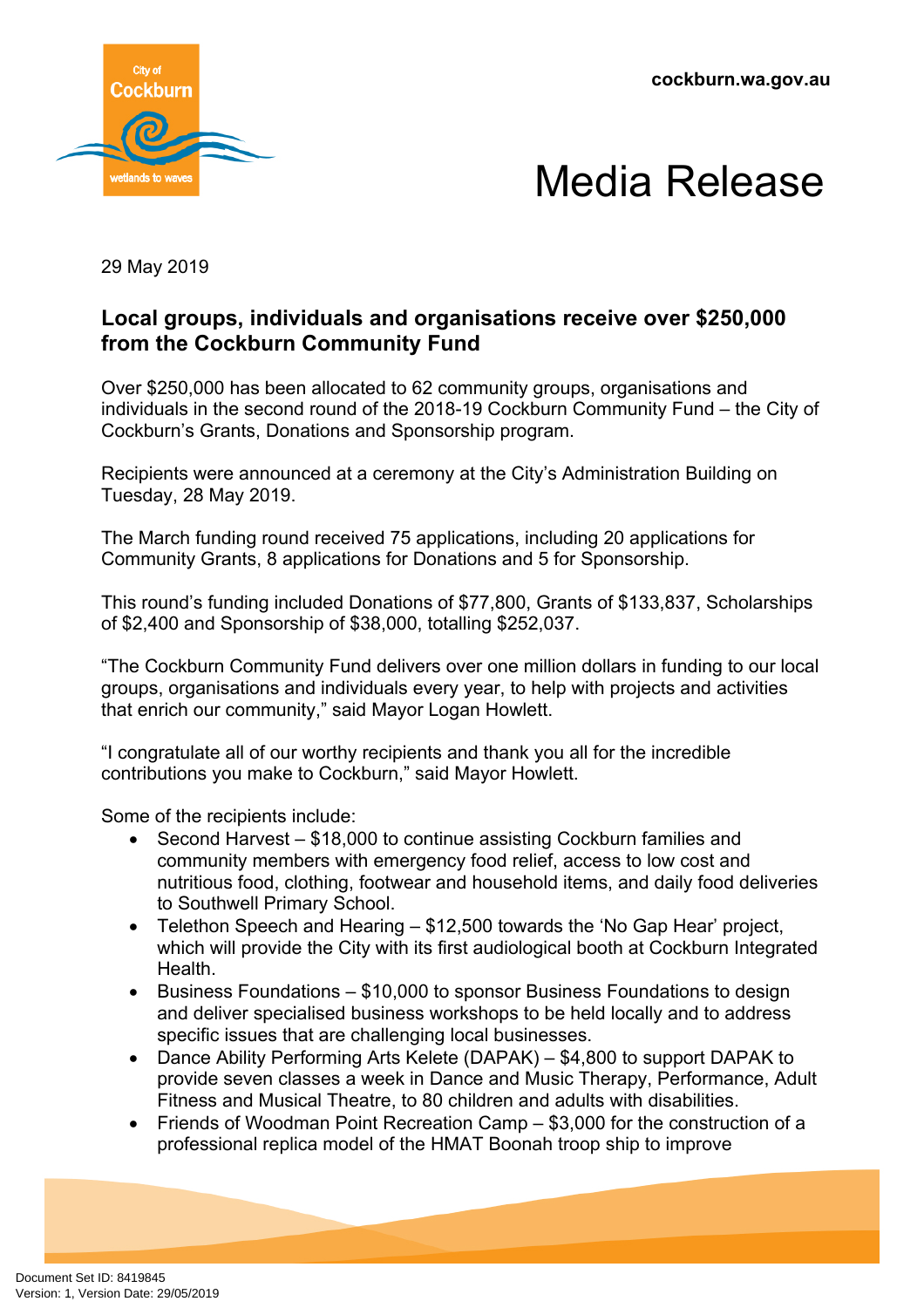cockburn.wa.gov.au

# Media Release

29 May 2019

## Local groups, individuals and organisations receive over $250,000 from the Cockburn Community Fund

Over $250,000 has been allocated to 62 community groups, organisations and individuals in the second round of the 2018-19 Cockburn Community Fund – the City of Cockburn's Grants, Donations and Sponsorship program.

Recipients were announced at a ceremony at the City's Administration Building on Tuesday, 28 May 2019.

The March funding round received 75 applications, including 20 applications for Community Grants, 8 applications for Donations and 5 for Sponsorship.

This round's funding included Donations of $77,800, Grants of $133,837, Scholarships of $2,400 and Sponsorship of $38,000, totalling $252,037.

"The Cockburn Community Fund delivers over one million dollars in funding to our local groups, organisations and individuals every year, to help with projects and activities that enrich our community," said Mayor Logan Howlett.

"I congratulate all of our worthy recipients and thank you all for the incredible contributions you make to Cockburn," said Mayor Howlett.

Some of the recipients include:

- Second Harvest – $18,000 to continue assisting Cockburn families and community members with emergency food relief, access to low cost and nutritious food, clothing, footwear and household items, and daily food deliveries to Southwell Primary School.
- Telethon Speech and Hearing – $12,500 towards the 'No Gap Hear' project, which will provide the City with its first audiological booth at Cockburn Integrated Health.
- Business Foundations – $10,000 to sponsor Business Foundations to design and deliver specialised business workshops to be held locally and to address specific issues that are challenging local businesses.
- Dance Ability Performing Arts Kelete (DAPAK) – $4,800 to support DAPAK to provide seven classes a week in Dance and Music Therapy, Performance, Adult Fitness and Musical Theatre, to 80 children and adults with disabilities.
- Friends of Woodman Point Recreation Camp – $3,000 for the construction of a professional replica model of the HMAT Boonah troop ship to improve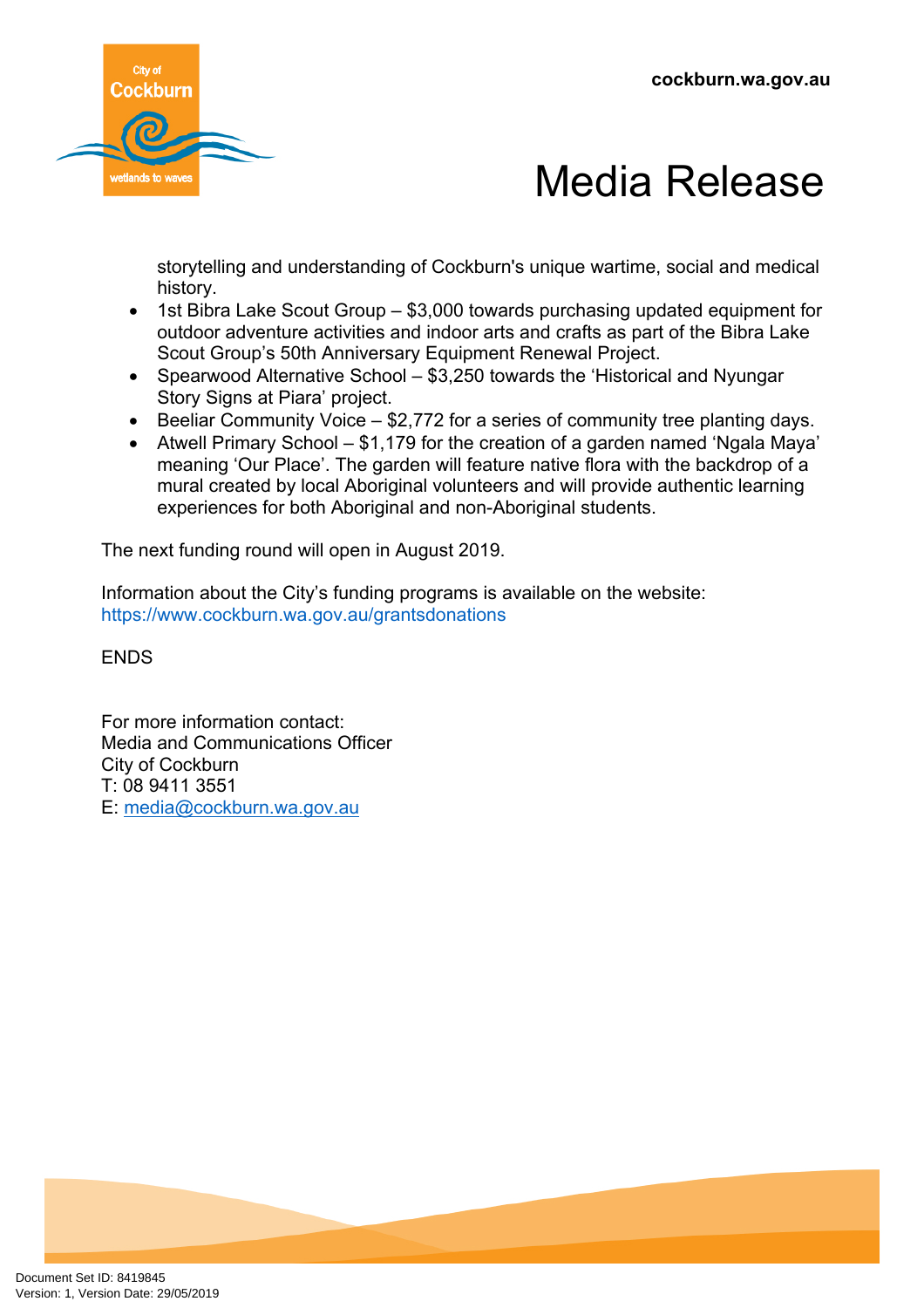storytelling and understanding of Cockburn's unique wartime, social and medical history.

- 1st Bibra Lake Scout Group – $3,000 towards purchasing updated equipment for outdoor adventure activities and indoor arts and crafts as part of the Bibra Lake Scout Group's 50th Anniversary Equipment Renewal Project.
- Spearwood Alternative School – $3,250 towards the 'Historical and Nyungar Story Signs at Piara' project.
- Beeliar Community Voice – $2,772 for a series of community tree planting days.
- Atwell Primary School – $1,179 for the creation of a garden named 'Ngala Maya' meaning 'Our Place'. The garden will feature native flora with the backdrop of a mural created by local Aboriginal volunteers and will provide authentic learning experiences for both Aboriginal and non-Aboriginal students.

The next funding round will open in August 2019.

Information about the City's funding programs is available on the website: https://www.cockburn.wa.gov.au/grantsdonations

ENDS

For more information contact:
Media and Communications Officer
City of Cockburn
T: 08 9411 3551
E: media@cockburn.wa.gov.au

Document Set ID: 8419845
Version: 1, Version Date: 29/05/2019